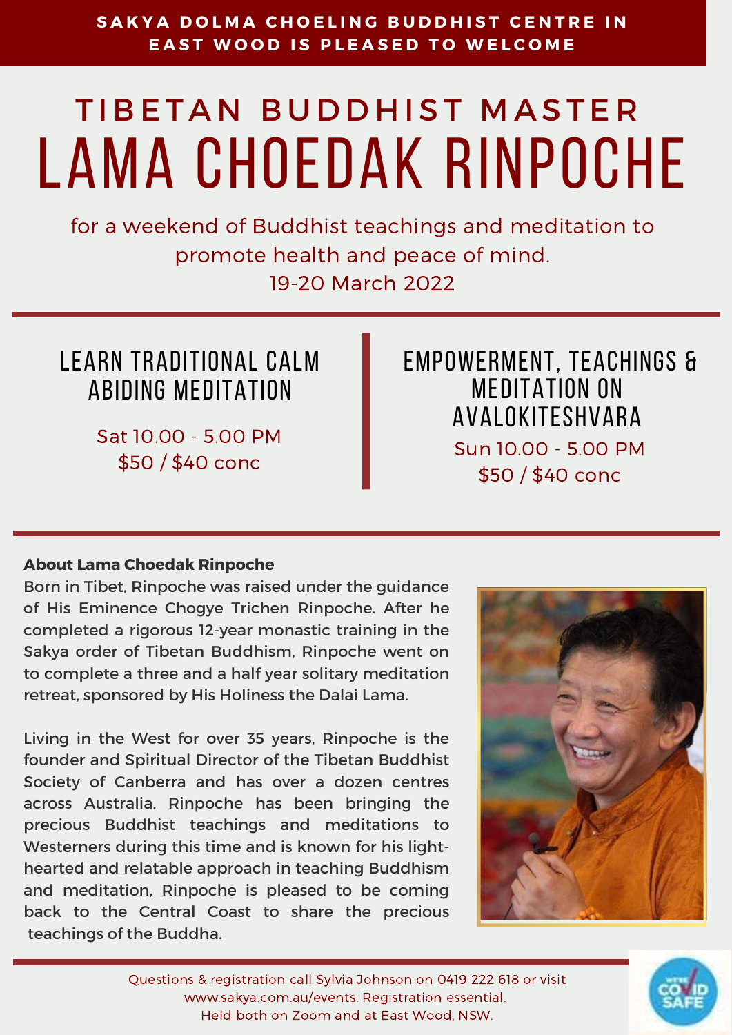**SAKYA DOLMA CHOELING BUDDHIST CENTRE IN EAST WOOD IS PLEASED TO WELCOME**

## TIBETAN BUDDHIST MASTER

# LAMA CHOEDAK RINPOCHE

for a weekend of Buddhist teachings and meditation to promote health and peace of mind.
19-20 March 2022

### LEARN TRADITIONAL CALM ABIDING MEDITATION

Sat 10.00 - 5.00 PM
$50 / $40 conc

### EMPOWERMENT, TEACHINGS & MEDITATION ON AVALOKITESHVARA

Sun 10.00 - 5.00 PM
$50 / $40 conc

**About Lama Choedak Rinpoche**

Born in Tibet, Rinpoche was raised under the guidance of His Eminence Chogye Trichen Rinpoche. After he completed a rigorous 12-year monastic training in the Sakya order of Tibetan Buddhism, Rinpoche went on to complete a three and a half year solitary meditation retreat, sponsored by His Holiness the Dalai Lama.

Living in the West for over 35 years, Rinpoche is the founder and Spiritual Director of the Tibetan Buddhist Society of Canberra and has over a dozen centres across Australia. Rinpoche has been bringing the precious Buddhist teachings and meditations to Westerners during this time and is known for his light-hearted and relatable approach in teaching Buddhism and meditation, Rinpoche is pleased to be coming back to the Central Coast to share the precious teachings of the Buddha.

Questions & registration call Sylvia Johnson on 0419 222 618 or visit www.sakya.com.au/events. Registration essential.
Held both on Zoom and at East Wood, NSW.

WE'RE COVID SAFE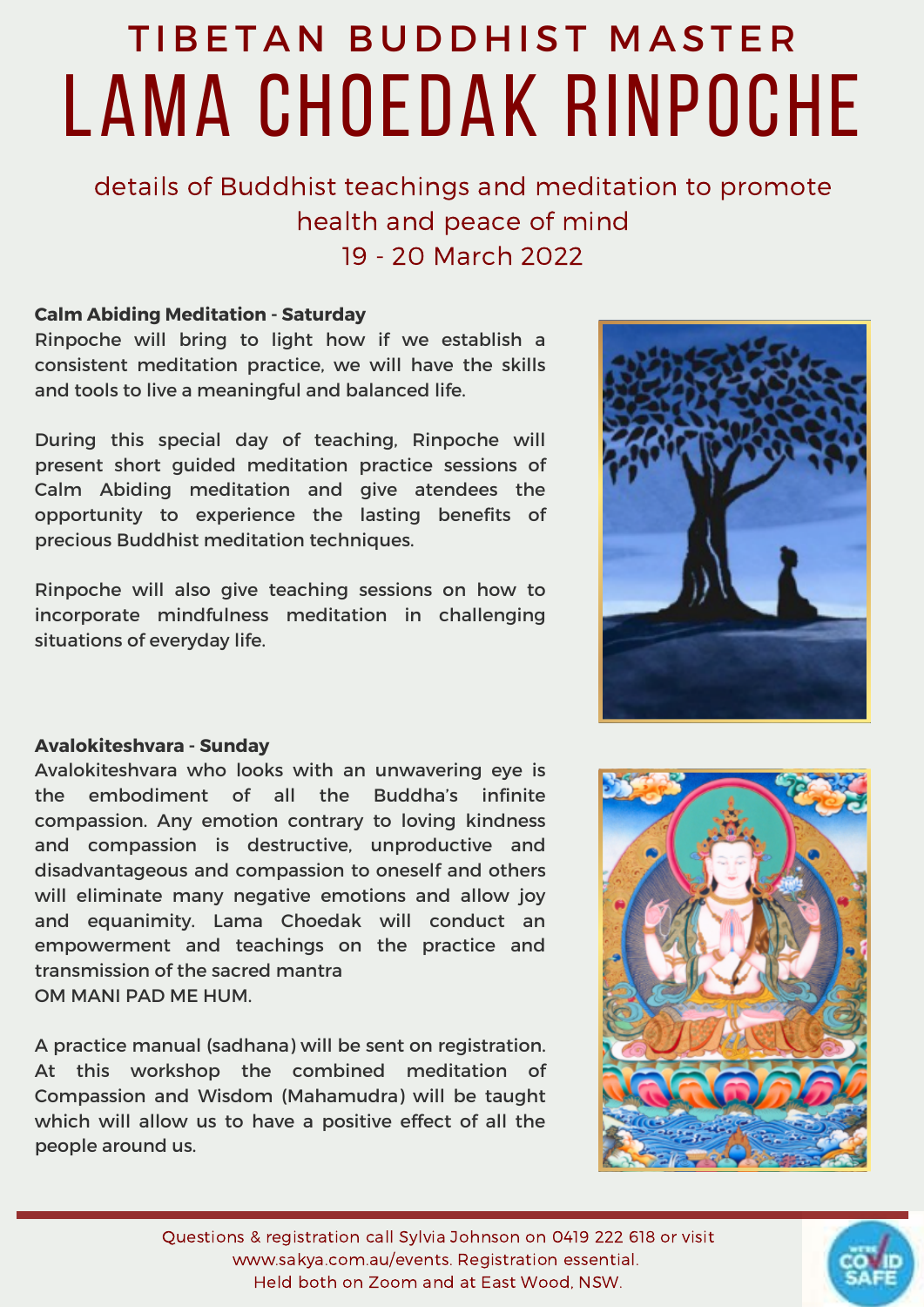# TIBETAN BUDDHIST MASTER

# LAMA CHOEDAK RINPOCHE

details of Buddhist teachings and meditation to promote health and peace of mind
19 - 20 March 2022

**Calm Abiding Meditation - Saturday**
Rinpoche will bring to light how if we establish a consistent meditation practice, we will have the skills and tools to live a meaningful and balanced life.

During this special day of teaching, Rinpoche will present short guided meditation practice sessions of Calm Abiding meditation and give atendees the opportunity to experience the lasting benefits of precious Buddhist meditation techniques.

Rinpoche will also give teaching sessions on how to incorporate mindfulness meditation in challenging situations of everyday life.

**Avalokiteshvara - Sunday**
Avalokiteshvara who looks with an unwavering eye is the embodiment of all the Buddha's infinite compassion. Any emotion contrary to loving kindness and compassion is destructive, unproductive and disadvantageous and compassion to oneself and others will eliminate many negative emotions and allow joy and equanimity. Lama Choedak will conduct an empowerment and teachings on the practice and transmission of the sacred mantra
OM MANI PAD ME HUM.

A practice manual (sadhana) will be sent on registration. At this workshop the combined meditation of Compassion and Wisdom (Mahamudra) will be taught which will allow us to have a positive effect of all the people around us.

Questions & registration call Sylvia Johnson on 0419 222 618 or visit www.sakya.com.au/events. Registration essential.
Held both on Zoom and at East Wood, NSW.